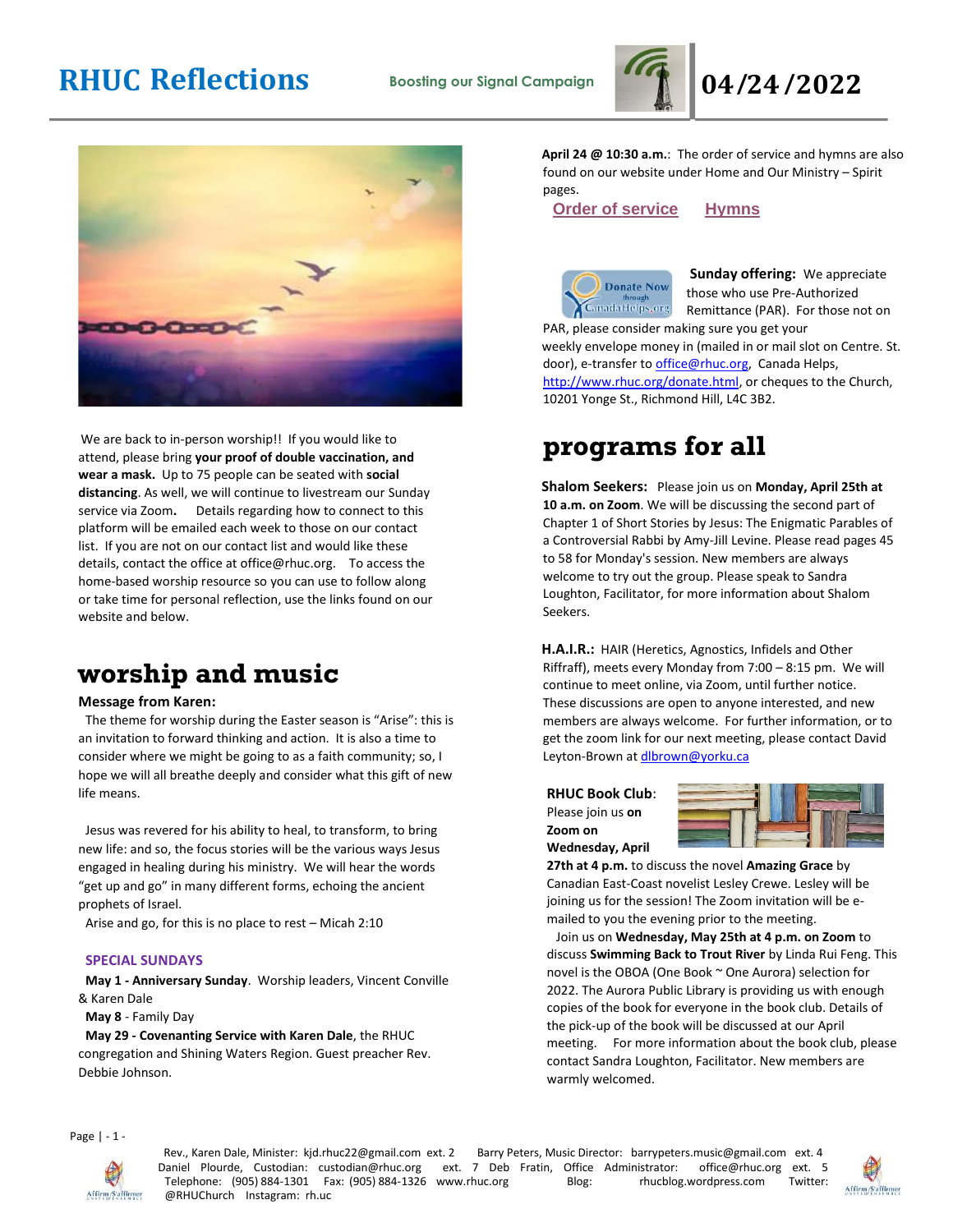# RHUC Reflections

**Boosting our Signal Campaign**

# 04/24/2022

We are back to in-person worship!! If you would like to attend, please bring **your proof of double vaccination, and wear a mask.** Up to 75 people can be seated with **social distancing**. As well, we will continue to livestream our Sunday service via Zoom**.** Details regarding how to connect to this platform will be emailed each week to those on our contact list. If you are not on our contact list and would like these details, contact the office at office@rhuc.org. To access the home-based worship resource so you can use to follow along or take time for personal reflection, use the links found on our website and below.

## worship and music

**Message from Karen:**

The theme for worship during the Easter season is "Arise": this is an invitation to forward thinking and action. It is also a time to consider where we might be going to as a faith community; so, I hope we will all breathe deeply and consider what this gift of new life means.

Jesus was revered for his ability to heal, to transform, to bring new life: and so, the focus stories will be the various ways Jesus engaged in healing during his ministry. We will hear the words "get up and go" in many different forms, echoing the ancient prophets of Israel.

Arise and go, for this is no place to rest – Micah 2:10

**SPECIAL SUNDAYS**

**May 1 - Anniversary Sunday**. Worship leaders, Vincent Conville & Karen Dale

**May 8** - Family Day

**May 29 - Covenanting Service with Karen Dale**, the RHUC congregation and Shining Waters Region. Guest preacher Rev. Debbie Johnson.

**April 24 @ 10:30 a.m.**: The order of service and hymns are also found on our website under Home and Our Ministry – Spirit pages.

Order of service Hymns

Donate Now through CanadaHelps.org

**Sunday offering:** We appreciate those who use Pre-Authorized Remittance (PAR). For those not on PAR, please consider making sure you get your weekly envelope money in (mailed in or mail slot on Centre. St. door), e-transfer to office@rhuc.org, Canada Helps, http://www.rhuc.org/donate.html, or cheques to the Church, 10201 Yonge St., Richmond Hill, L4C 3B2.

## programs for all

**Shalom Seekers:** Please join us on **Monday, April 25th at 10 a.m. on Zoom**. We will be discussing the second part of Chapter 1 of Short Stories by Jesus: The Enigmatic Parables of a Controversial Rabbi by Amy-Jill Levine. Please read pages 45 to 58 for Monday's session. New members are always welcome to try out the group. Please speak to Sandra Loughton, Facilitator, for more information about Shalom Seekers.

**H.A.I.R.:** HAIR (Heretics, Agnostics, Infidels and Other Riffraff), meets every Monday from 7:00 – 8:15 pm. We will continue to meet online, via Zoom, until further notice. These discussions are open to anyone interested, and new members are always welcome. For further information, or to get the zoom link for our next meeting, please contact David Leyton-Brown at dlbrown@yorku.ca

**RHUC Book Club**: Please join us **on Zoom on Wednesday, April 27th at 4 p.m.** to discuss the novel **Amazing Grace** by Canadian East-Coast novelist Lesley Crewe. Lesley will be joining us for the session! The Zoom invitation will be e-mailed to you the evening prior to the meeting.

Join us on **Wednesday, May 25th at 4 p.m. on Zoom** to discuss **Swimming Back to Trout River** by Linda Rui Feng. This novel is the OBOA (One Book ~ One Aurora) selection for 2022. The Aurora Public Library is providing us with enough copies of the book for everyone in the book club. Details of the pick-up of the book will be discussed at our April meeting. For more information about the book club, please contact Sandra Loughton, Facilitator. New members are warmly welcomed.

Rev., Karen Dale, Minister: kjd.rhuc22@gmail.com ext. 2 Barry Peters, Music Director: barrypeters.music@gmail.com ext. 4
Daniel Plourde, Custodian: custodian@rhuc.org ext. 7 Deb Fratin, Office Administrator: office@rhuc.org ext. 5
Telephone: (905) 884-1301 Fax: (905) 884-1326 www.rhuc.org Blog: rhucblog.wordpress.com Twitter: @RHUChurch Instagram: rh.uc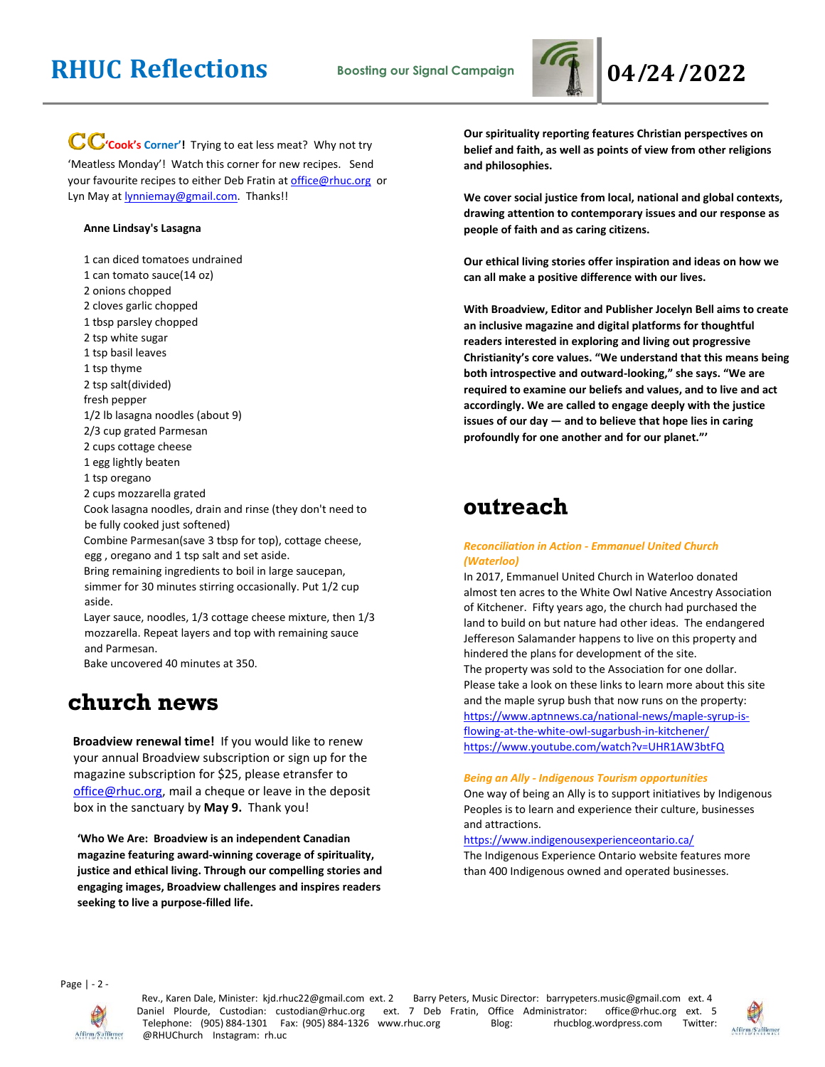**CC'Cook's Corner'!** Trying to eat less meat? Why not try 'Meatless Monday'! Watch this corner for new recipes. Send your favourite recipes to either Deb Fratin at office@rhuc.org or Lyn May at lynniemay@gmail.com. Thanks!!

**Anne Lindsay's Lasagna**

1 can diced tomatoes undrained
1 can tomato sauce(14 oz)
2 onions chopped
2 cloves garlic chopped
1 tbsp parsley chopped
2 tsp white sugar
1 tsp basil leaves
1 tsp thyme
2 tsp salt(divided)
fresh pepper
1/2 lb lasagna noodles (about 9)
2/3 cup grated Parmesan
2 cups cottage cheese
1 egg lightly beaten
1 tsp oregano
2 cups mozzarella grated

Cook lasagna noodles, drain and rinse (they don't need to be fully cooked just softened)
Combine Parmesan(save 3 tbsp for top), cottage cheese, egg , oregano and 1 tsp salt and set aside.
Bring remaining ingredients to boil in large saucepan, simmer for 30 minutes stirring occasionally. Put 1/2 cup aside.
Layer sauce, noodles, 1/3 cottage cheese mixture, then 1/3 mozzarella. Repeat layers and top with remaining sauce and Parmesan.
Bake uncovered 40 minutes at 350.

# church news

**Broadview renewal time!** If you would like to renew your annual Broadview subscription or sign up for the magazine subscription for $25, please etransfer to office@rhuc.org, mail a cheque or leave in the deposit box in the sanctuary by **May 9.** Thank you!

**'Who We Are: Broadview is an independent Canadian magazine featuring award-winning coverage of spirituality, justice and ethical living. Through our compelling stories and engaging images, Broadview challenges and inspires readers seeking to live a purpose-filled life.**

**Our spirituality reporting features Christian perspectives on belief and faith, as well as points of view from other religions and philosophies.**

**We cover social justice from local, national and global contexts, drawing attention to contemporary issues and our response as people of faith and as caring citizens.**

**Our ethical living stories offer inspiration and ideas on how we can all make a positive difference with our lives.**

**With Broadview, Editor and Publisher Jocelyn Bell aims to create an inclusive magazine and digital platforms for thoughtful readers interested in exploring and living out progressive Christianity's core values. "We understand that this means being both introspective and outward-looking," she says. "We are required to examine our beliefs and values, and to live and act accordingly. We are called to engage deeply with the justice issues of our day — and to believe that hope lies in caring profoundly for one another and for our planet."'**

# outreach

***Reconciliation in Action - Emmanuel United Church (Waterloo)***

In 2017, Emmanuel United Church in Waterloo donated almost ten acres to the White Owl Native Ancestry Association of Kitchener. Fifty years ago, the church had purchased the land to build on but nature had other ideas. The endangered Jeffereson Salamander happens to live on this property and hindered the plans for development of the site.
The property was sold to the Association for one dollar. Please take a look on these links to learn more about this site and the maple syrup bush that now runs on the property:
https://www.aptnnews.ca/national-news/maple-syrup-is-flowing-at-the-white-owl-sugarbush-in-kitchener/
https://www.youtube.com/watch?v=UHR1AW3btFQ

***Being an Ally - Indigenous Tourism opportunities***

One way of being an Ally is to support initiatives by Indigenous Peoples is to learn and experience their culture, businesses and attractions.
https://www.indigenousexperienceontario.ca/
The Indigenous Experience Ontario website features more than 400 Indigenous owned and operated businesses.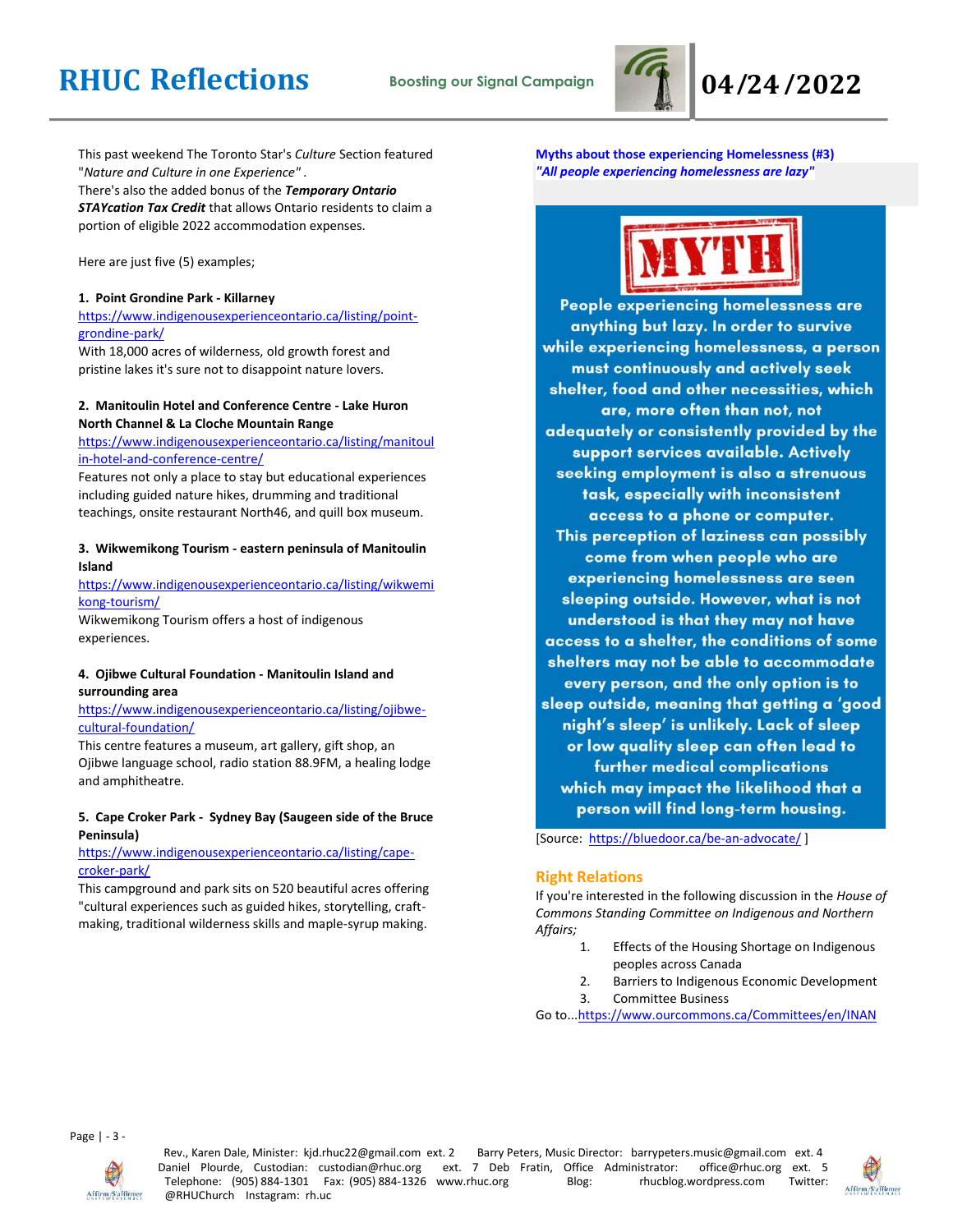This past weekend The Toronto Star's *Culture* Section featured "*Nature and Culture in one Experience"* .
There's also the added bonus of the ***Temporary Ontario STAYcation Tax Credit*** that allows Ontario residents to claim a portion of eligible 2022 accommodation expenses.

Here are just five (5) examples;

**1. Point Grondine Park - Killarney**
https://www.indigenousexperienceontario.ca/listing/point-grondine-park/
With 18,000 acres of wilderness, old growth forest and pristine lakes it's sure not to disappoint nature lovers.

**2. Manitoulin Hotel and Conference Centre - Lake Huron North Channel & La Cloche Mountain Range**
https://www.indigenousexperienceontario.ca/listing/manitoulin-hotel-and-conference-centre/
Features not only a place to stay but educational experiences including guided nature hikes, drumming and traditional teachings, onsite restaurant North46, and quill box museum.

**3. Wikwemikong Tourism - eastern peninsula of Manitoulin Island**
https://www.indigenousexperienceontario.ca/listing/wikwemikong-tourism/
Wikwemikong Tourism offers a host of indigenous experiences.

**4. Ojibwe Cultural Foundation - Manitoulin Island and surrounding area**
https://www.indigenousexperienceontario.ca/listing/ojibwe-cultural-foundation/
This centre features a museum, art gallery, gift shop, an Ojibwe language school, radio station 88.9FM, a healing lodge and amphitheatre.

**5. Cape Croker Park - Sydney Bay (Saugeen side of the Bruce Peninsula)**
https://www.indigenousexperienceontario.ca/listing/cape-croker-park/
This campground and park sits on 520 beautiful acres offering "cultural experiences such as guided hikes, storytelling, craft-making, traditional wilderness skills and maple-syrup making.

**Myths about those experiencing Homelessness (#3)**
***"All people experiencing homelessness are lazy"***

**MYTH**

**People experiencing homelessness are anything but lazy. In order to survive while experiencing homelessness, a person must continuously and actively seek shelter, food and other necessities, which are, more often than not, not adequately or consistently provided by the support services available. Actively seeking employment is also a strenuous task, especially with inconsistent access to a phone or computer. This perception of laziness can possibly come from when people who are experiencing homelessness are seen sleeping outside. However, what is not understood is that they may not have access to a shelter, the conditions of some shelters may not be able to accommodate every person, and the only option is to sleep outside, meaning that getting a 'good night's sleep' is unlikely. Lack of sleep or low quality sleep can often lead to further medical complications which may impact the likelihood that a person will find long-term housing.**

[Source: https://bluedoor.ca/be-an-advocate/ ]

## Right Relations

If you're interested in the following discussion in the *House of Commons Standing Committee on Indigenous and Northern Affairs;*

1. Effects of the Housing Shortage on Indigenous peoples across Canada
2. Barriers to Indigenous Economic Development
3. Committee Business

Go to...https://www.ourcommons.ca/Committees/en/INAN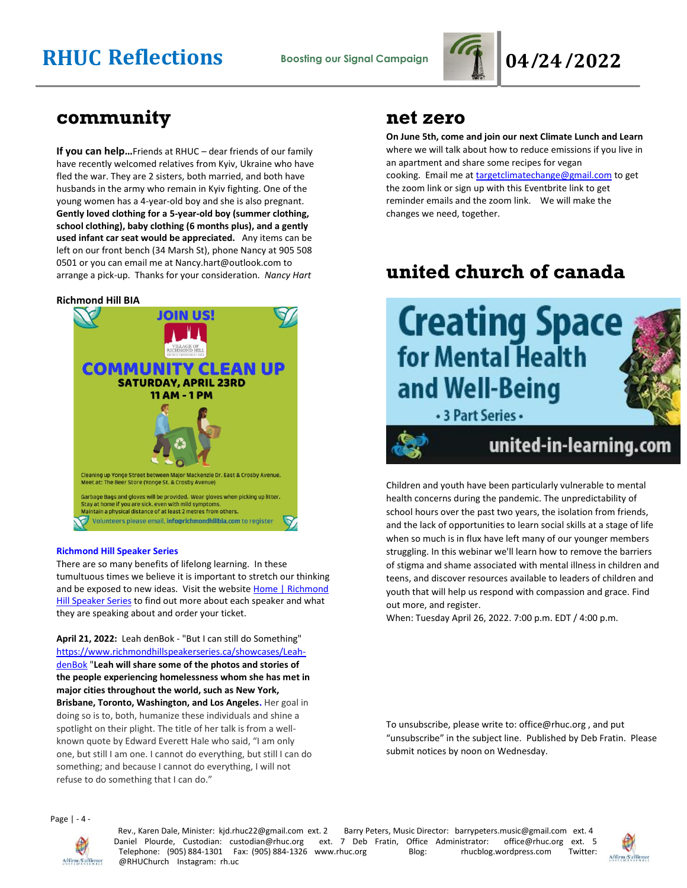## community

**If you can help…**Friends at RHUC – dear friends of our family have recently welcomed relatives from Kyiv, Ukraine who have fled the war. They are 2 sisters, both married, and both have husbands in the army who remain in Kyiv fighting. One of the young women has a 4-year-old boy and she is also pregnant. **Gently loved clothing for a 5-year-old boy (summer clothing, school clothing), baby clothing (6 months plus), and a gently used infant car seat would be appreciated.** Any items can be left on our front bench (34 Marsh St), phone Nancy at 905 508 0501 or you can email me at Nancy.hart@outlook.com to arrange a pick-up. Thanks for your consideration. *Nancy Hart*

**Richmond Hill BIA**

JOIN US!

VILLAGE OF RICHMOND HILL

COMMUNITY CLEAN UP

SATURDAY, APRIL 23RD

11 AM - 1 PM

Cleaning up Yonge Street between Major Mackenzie Dr. East & Crosby Avenue.
Meet at: The Beer Store (Yonge St. & Crosby Avenue)

Garbage Bags and gloves will be provided. Wear gloves when picking up litter.
Stay at home if you are sick, even with mild symptoms.
Maintain a physical distance of at least 2 metres from others.

Volunteers please email, info@richmondhillbia.com to register

**Richmond Hill Speaker Series**

There are so many benefits of lifelong learning. In these tumultuous times we believe it is important to stretch our thinking and be exposed to new ideas. Visit the website Home | Richmond Hill Speaker Series to find out more about each speaker and what they are speaking about and order your ticket.

**April 21, 2022:** Leah denBok - "But I can still do Something" https://www.richmondhillspeakerseries.ca/showcases/Leah-denBok "**Leah will share some of the photos and stories of the people experiencing homelessness whom she has met in major cities throughout the world, such as New York, Brisbane, Toronto, Washington, and Los Angeles.** Her goal in doing so is to, both, humanize these individuals and shine a spotlight on their plight. The title of her talk is from a well-known quote by Edward Everett Hale who said, "I am only one, but still I am one. I cannot do everything, but still I can do something; and because I cannot do everything, I will not refuse to do something that I can do."

## net zero

**On June 5th, come and join our next Climate Lunch and Learn** where we will talk about how to reduce emissions if you live in an apartment and share some recipes for vegan cooking. Email me at targetclimatechange@gmail.com to get the zoom link or sign up with this Eventbrite link to get reminder emails and the zoom link. We will make the changes we need, together.

## united church of canada

Creating Space for Mental Health and Well-Being

• 3 Part Series •

united-in-learning.com

Children and youth have been particularly vulnerable to mental health concerns during the pandemic. The unpredictability of school hours over the past two years, the isolation from friends, and the lack of opportunities to learn social skills at a stage of life when so much is in flux have left many of our younger members struggling. In this webinar we'll learn how to remove the barriers of stigma and shame associated with mental illness in children and teens, and discover resources available to leaders of children and youth that will help us respond with compassion and grace. Find out more, and register.

When: Tuesday April 26, 2022. 7:00 p.m. EDT / 4:00 p.m.

To unsubscribe, please write to: office@rhuc.org , and put "unsubscribe" in the subject line. Published by Deb Fratin. Please submit notices by noon on Wednesday.

Rev., Karen Dale, Minister: kjd.rhuc22@gmail.com ext. 2 Barry Peters, Music Director: barrypeters.music@gmail.com ext. 4
Daniel Plourde, Custodian: custodian@rhuc.org ext. 7 Deb Fratin, Office Administrator: office@rhuc.org ext. 5
Telephone: (905) 884-1301 Fax: (905) 884-1326 www.rhuc.org Blog: rhucblog.wordpress.com Twitter: @RHUChurch Instagram: rh.uc